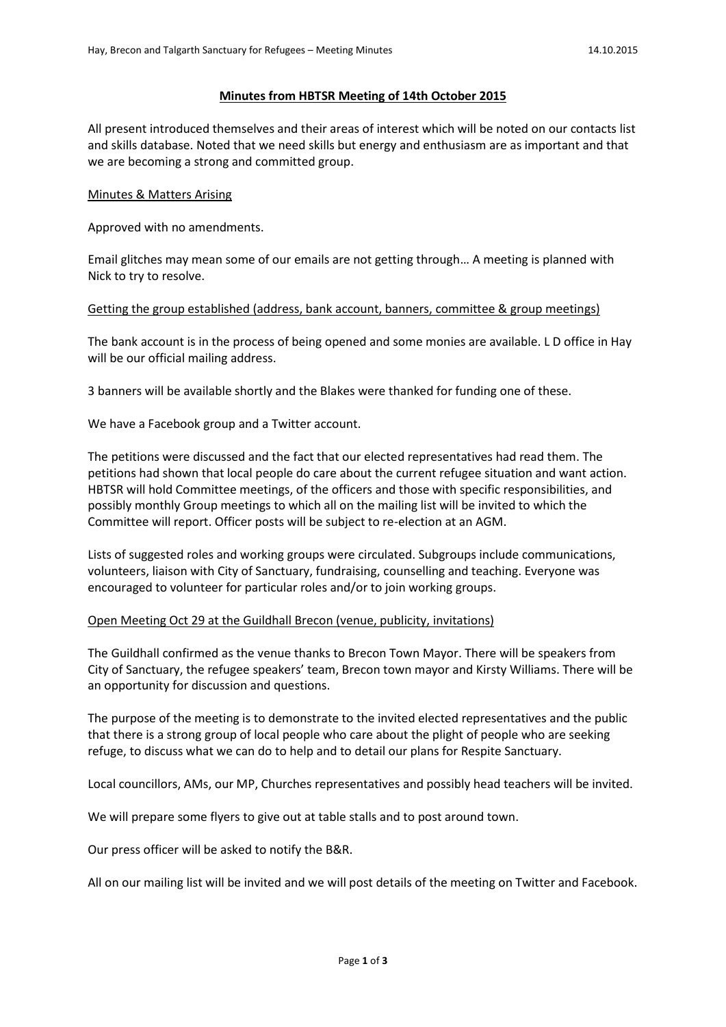**Minutes from HBTSR Meeting of 14th October 2015**

All present introduced themselves and their areas of interest which will be noted on our contacts list and skills database. Noted that we need skills but energy and enthusiasm are as important and that we are becoming a strong and committed group.

Minutes & Matters Arising

Approved with no amendments.

Email glitches may mean some of our emails are not getting through… A meeting is planned with Nick to try to resolve.

Getting the group established (address, bank account, banners, committee & group meetings)

The bank account is in the process of being opened and some monies are available. L D office in Hay will be our official mailing address.

3 banners will be available shortly and the Blakes were thanked for funding one of these.

We have a Facebook group and a Twitter account.

The petitions were discussed and the fact that our elected representatives had read them. The petitions had shown that local people do care about the current refugee situation and want action. HBTSR will hold Committee meetings, of the officers and those with specific responsibilities, and possibly monthly Group meetings to which all on the mailing list will be invited to which the Committee will report. Officer posts will be subject to re-election at an AGM.

Lists of suggested roles and working groups were circulated. Subgroups include communications, volunteers, liaison with City of Sanctuary, fundraising, counselling and teaching. Everyone was encouraged to volunteer for particular roles and/or to join working groups.

Open Meeting Oct 29 at the Guildhall Brecon (venue, publicity, invitations)

The Guildhall confirmed as the venue thanks to Brecon Town Mayor. There will be speakers from City of Sanctuary, the refugee speakers' team, Brecon town mayor and Kirsty Williams. There will be an opportunity for discussion and questions.

The purpose of the meeting is to demonstrate to the invited elected representatives and the public that there is a strong group of local people who care about the plight of people who are seeking refuge, to discuss what we can do to help and to detail our plans for Respite Sanctuary.

Local councillors, AMs, our MP, Churches representatives and possibly head teachers will be invited.

We will prepare some flyers to give out at table stalls and to post around town.

Our press officer will be asked to notify the B&R.

All on our mailing list will be invited and we will post details of the meeting on Twitter and Facebook.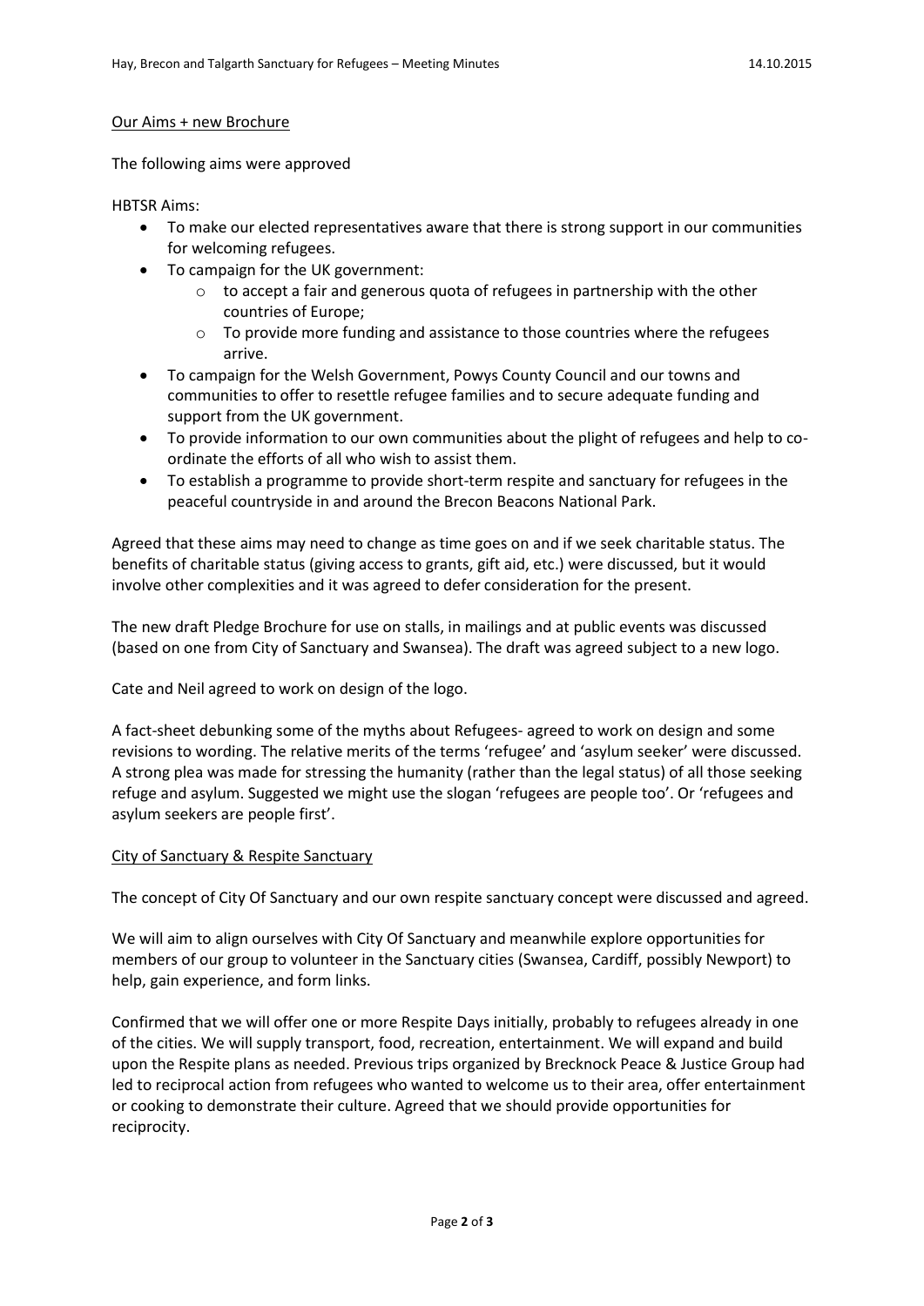## Our Aims + new Brochure

The following aims were approved

HBTSR Aims:

- To make our elected representatives aware that there is strong support in our communities for welcoming refugees.
- To campaign for the UK government:
  - to accept a fair and generous quota of refugees in partnership with the other countries of Europe;
  - To provide more funding and assistance to those countries where the refugees arrive.
- To campaign for the Welsh Government, Powys County Council and our towns and communities to offer to resettle refugee families and to secure adequate funding and support from the UK government.
- To provide information to our own communities about the plight of refugees and help to co-ordinate the efforts of all who wish to assist them.
- To establish a programme to provide short-term respite and sanctuary for refugees in the peaceful countryside in and around the Brecon Beacons National Park.

Agreed that these aims may need to change as time goes on and if we seek charitable status. The benefits of charitable status (giving access to grants, gift aid, etc.) were discussed, but it would involve other complexities and it was agreed to defer consideration for the present.

The new draft Pledge Brochure for use on stalls, in mailings and at public events was discussed (based on one from City of Sanctuary and Swansea). The draft was agreed subject to a new logo.

Cate and Neil agreed to work on design of the logo.

A fact-sheet debunking some of the myths about Refugees- agreed to work on design and some revisions to wording. The relative merits of the terms 'refugee' and 'asylum seeker' were discussed. A strong plea was made for stressing the humanity (rather than the legal status) of all those seeking refuge and asylum. Suggested we might use the slogan 'refugees are people too'. Or 'refugees and asylum seekers are people first'.

## City of Sanctuary & Respite Sanctuary

The concept of City Of Sanctuary and our own respite sanctuary concept were discussed and agreed.

We will aim to align ourselves with City Of Sanctuary and meanwhile explore opportunities for members of our group to volunteer in the Sanctuary cities (Swansea, Cardiff, possibly Newport) to help, gain experience, and form links.

Confirmed that we will offer one or more Respite Days initially, probably to refugees already in one of the cities. We will supply transport, food, recreation, entertainment. We will expand and build upon the Respite plans as needed. Previous trips organized by Brecknock Peace & Justice Group had led to reciprocal action from refugees who wanted to welcome us to their area, offer entertainment or cooking to demonstrate their culture. Agreed that we should provide opportunities for reciprocity.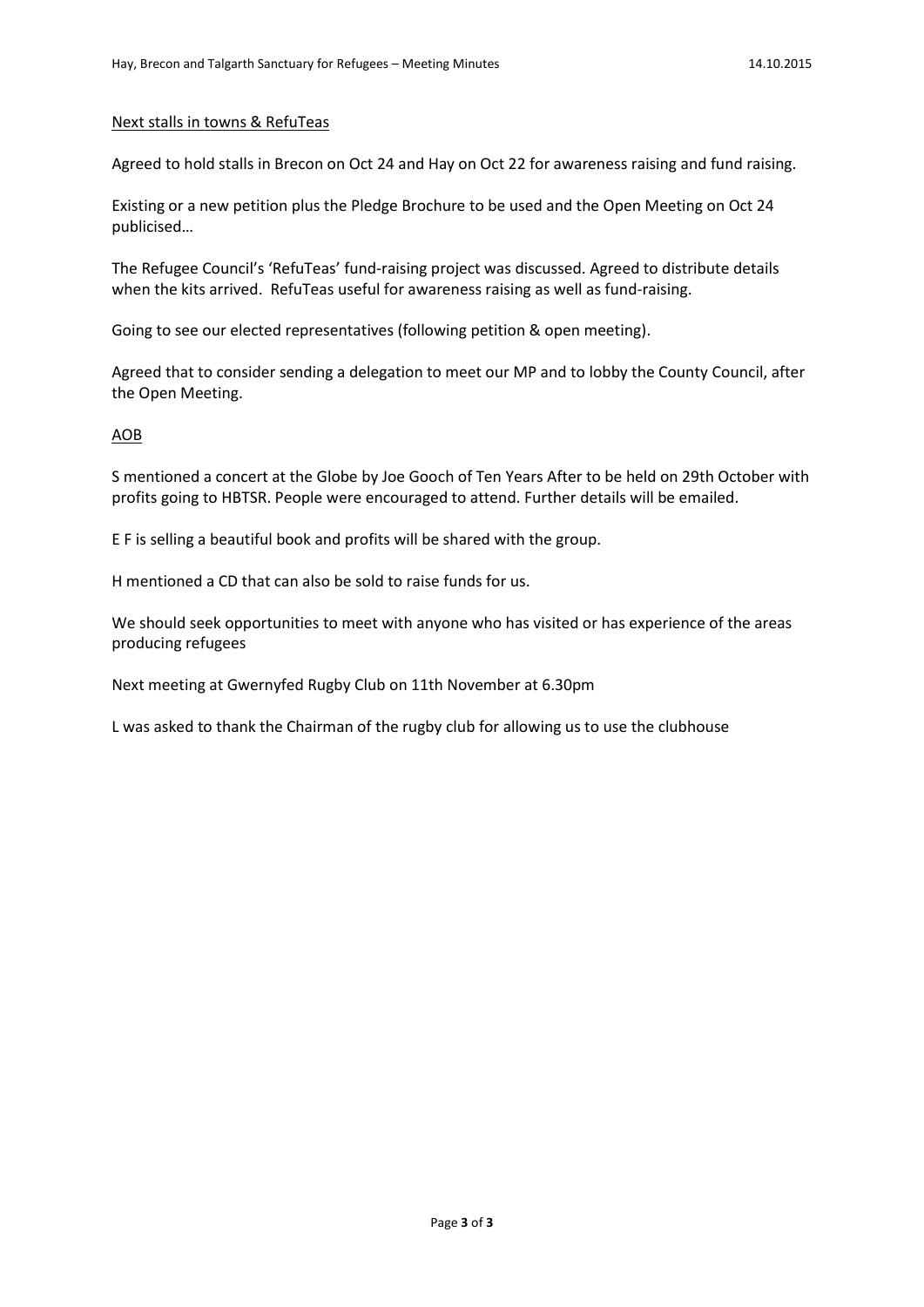<u>Next stalls in towns & RefuTeas</u>

Agreed to hold stalls in Brecon on Oct 24 and Hay on Oct 22 for awareness raising and fund raising.

Existing or a new petition plus the Pledge Brochure to be used and the Open Meeting on Oct 24 publicised…

The Refugee Council's 'RefuTeas' fund-raising project was discussed. Agreed to distribute details when the kits arrived. RefuTeas useful for awareness raising as well as fund-raising.

Going to see our elected representatives (following petition & open meeting).

Agreed that to consider sending a delegation to meet our MP and to lobby the County Council, after the Open Meeting.

<u>AOB</u>

S mentioned a concert at the Globe by Joe Gooch of Ten Years After to be held on 29th October with profits going to HBTSR. People were encouraged to attend. Further details will be emailed.

E F is selling a beautiful book and profits will be shared with the group.

H mentioned a CD that can also be sold to raise funds for us.

We should seek opportunities to meet with anyone who has visited or has experience of the areas producing refugees

Next meeting at Gwernyfed Rugby Club on 11th November at 6.30pm

L was asked to thank the Chairman of the rugby club for allowing us to use the clubhouse